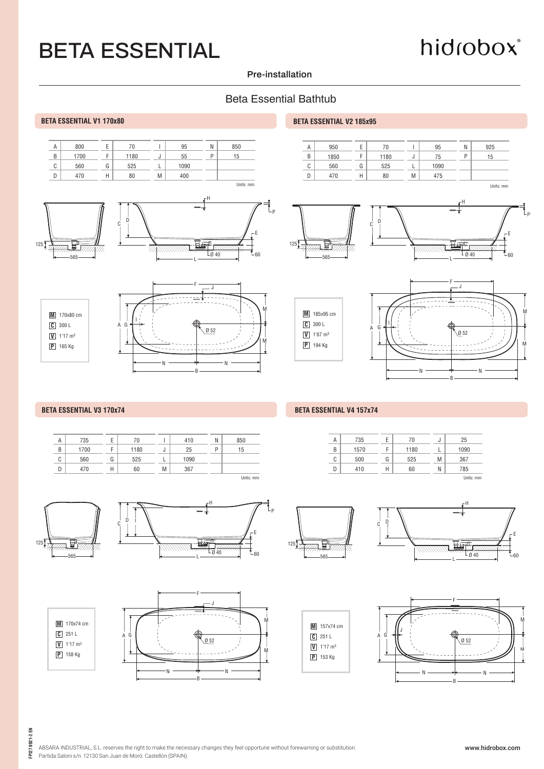# BETA ESSENTIAL

hidrobox®

Pre-installation

## Beta Essential Bathtub

### BETA ESSENTIAL V1 170x80

| | | | | | | | |
|---|---|---|---|---|---|---|---|
| A | 800 | E | 70 | I | 95 | N | 850 |
| B | 1700 | F | 1180 | J | 55 | P | 15 |
| C | 560 | G | 525 | L | 1090 | | |
| D | 470 | H | 80 | M | 400 | | |

Units: mm

- **M** 170x80 cm
- **C** 300 L
- **V** 1'17 m³
- **P** 165 Kg

### BETA ESSENTIAL V2 185x95

| | | | | | | | |
|---|---|---|---|---|---|---|---|
| A | 950 | E | 70 | I | 95 | N | 925 |
| B | 1850 | F | 1180 | J | 75 | P | 15 |
| C | 560 | G | 525 | L | 1090 | | |
| D | 470 | H | 80 | M | 475 | | |

Units: mm

- **M** 185x95 cm
- **C** 300 L
- **V** 1'67 m³
- **P** 194 Kg

### BETA ESSENTIAL V3 170x74

| | | | | | | | |
|---|---|---|---|---|---|---|---|
| A | 735 | E | 70 | I | 410 | N | 850 |
| B | 1700 | F | 1180 | J | 25 | P | 15 |
| C | 560 | G | 525 | L | 1090 | | |
| D | 470 | H | 60 | M | 367 | | |

Units: mm

- **M** 170x74 cm
- **C** 251 L
- **V** 1'17 m³
- **P** 158 Kg

### BETA ESSENTIAL V4 157x74

| | | | | | |
|---|---|---|---|---|---|
| A | 735 | E | 70 | J | 25 |
| B | 1570 | F | 1180 | L | 1090 |
| C | 500 | G | 525 | M | 367 |
| D | 410 | H | 60 | N | 785 |

Units: mm

- **M** 157x74 cm
- **C** 251 L
- **V** 1'17 m³
- **P** 153 Kg

ABSARA INDUSTRIAL, S.L. reserves the right to make the necessary changes they feel opportune without forewarning or substitution.
Partida Saloni s/n. 12130 San Juan de Moró. Castellón (SPAIN).

www.hidrobox.com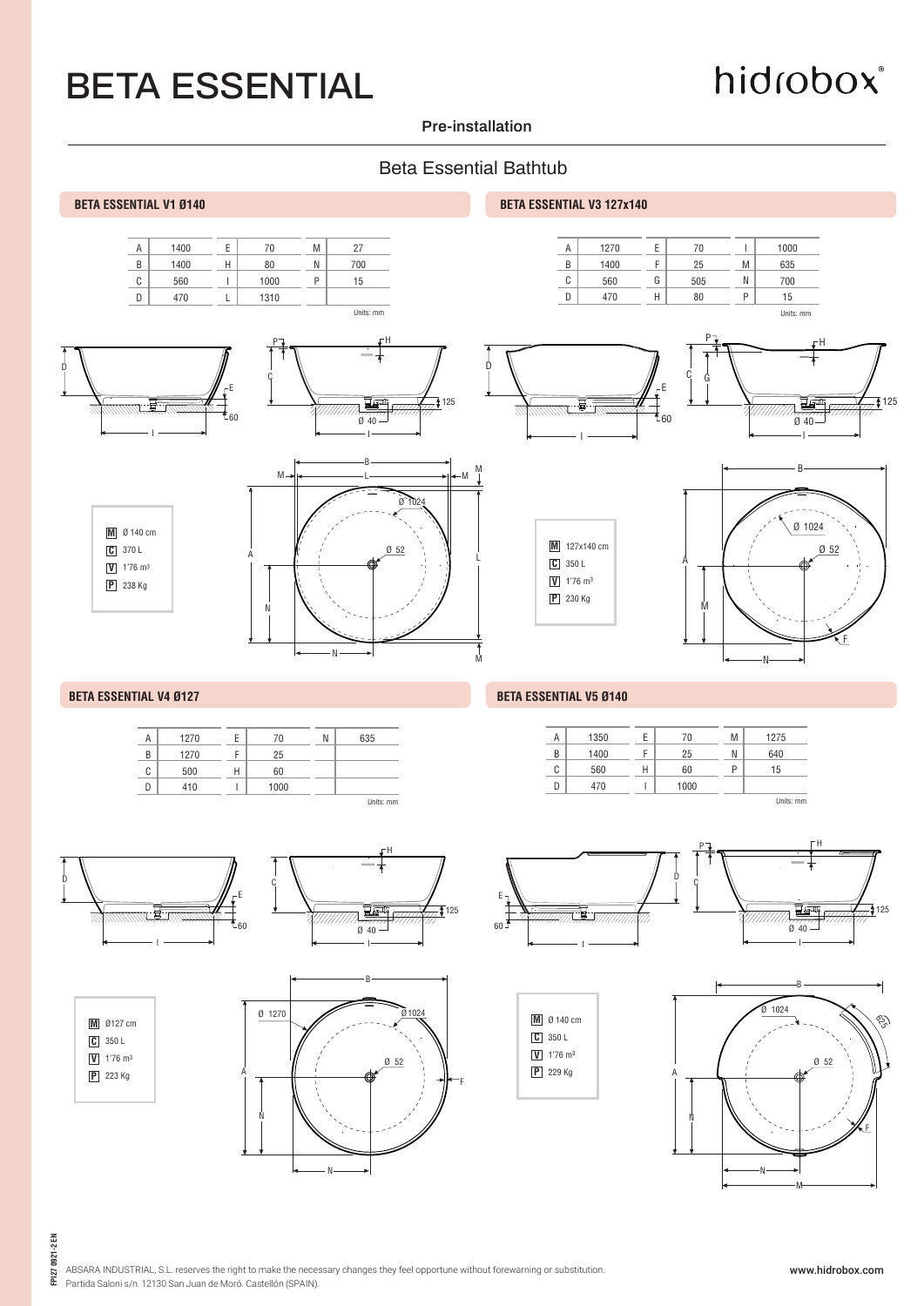# BETA ESSENTIAL

hidrobox®

Pre-installation

## Beta Essential Bathtub

### BETA ESSENTIAL V1 Ø140

| A | 1400 | E | 70 | M | 27 |
|---|---|---|---|---|---|
| B | 1400 | H | 80 | N | 700 |
| C | 560 | I | 1000 | P | 15 |
| D | 470 | L | 1310 | | |

Units: mm

- **M** Ø 140 cm
- **C** 370 L
- **V** 1'76 m³
- **P** 238 Kg

### BETA ESSENTIAL V3 127x140

| A | 1270 | E | 70 | I | 1000 |
|---|---|---|---|---|---|
| B | 1400 | F | 25 | M | 635 |
| C | 560 | G | 505 | N | 700 |
| D | 470 | H | 80 | P | 15 |

Units: mm

- **M** 127x140 cm
- **C** 350 L
- **V** 1'76 m³
- **P** 230 Kg

### BETA ESSENTIAL V4 Ø127

| A | 1270 | E | 70 | N | 635 |
|---|---|---|---|---|---|
| B | 1270 | F | 25 | | |
| C | 500 | H | 60 | | |
| D | 410 | I | 1000 | | |

Units: mm

- **M** Ø127 cm
- **C** 350 L
- **V** 1'76 m³
- **P** 223 Kg

### BETA ESSENTIAL V5 Ø140

| A | 1350 | E | 70 | M | 1275 |
|---|---|---|---|---|---|
| B | 1400 | F | 25 | N | 640 |
| C | 560 | H | 60 | P | 15 |
| D | 470 | I | 1000 | | |

Units: mm

- **M** Ø 140 cm
- **C** 350 L
- **V** 1'76 m³
- **P** 229 Kg

ABSARA INDUSTRIAL, S.L. reserves the right to make the necessary changes they feel opportune without forewarning or substitution.
Partida Saloni s/n. 12130 San Juan de Moró. Castellón (SPAIN).

www.hidrobox.com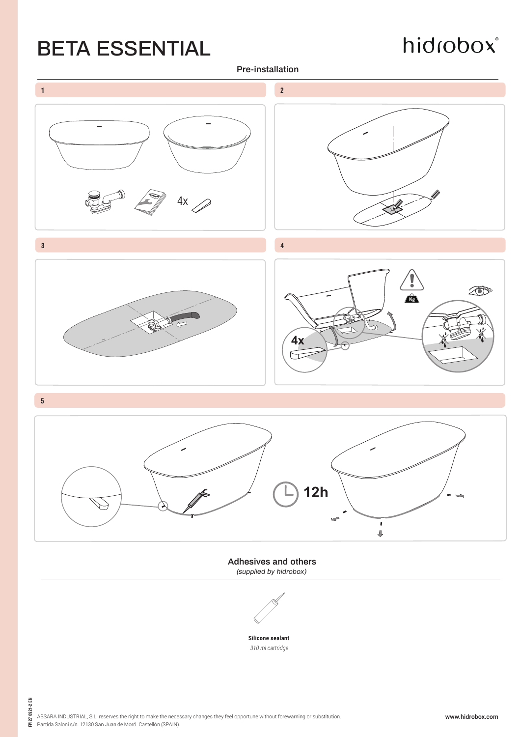# BETA ESSENTIAL

hidrobox

## Pre-installation

1

4x

2

3

4

4x

5

12h

## Adhesives and others

*(supplied by hidrobox)*

**Silicone sealant**

*310 ml cartridge*

FPI27 0921-2 EN

ABSARA INDUSTRIAL, S.L. reserves the right to make the necessary changes they feel opportune without forewarning or substitution.
Partida Saloni s/n. 12130 San Juan de Moró. Castellón (SPAIN).

www.hidrobox.com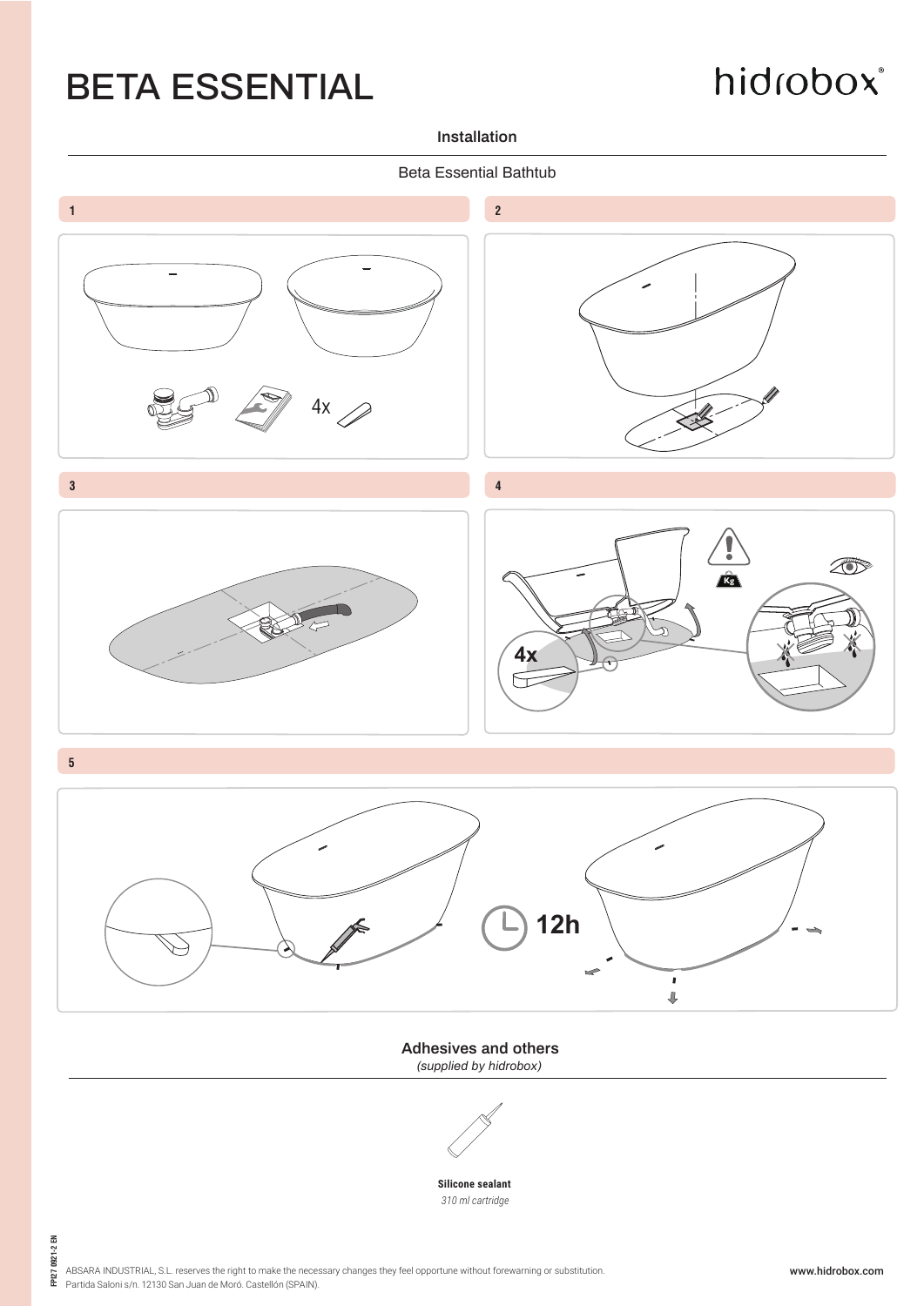# BETA ESSENTIAL

hidrobox®

## Installation

### Beta Essential Bathtub

**1**

4x

**2**

**3**

**4**

4x

Kg

**5**

12h

## Adhesives and others

*(supplied by hidrobox)*

**Silicone sealant**
*310 ml cartridge*

FP127 0921-2 EN

ABSARA INDUSTRIAL, S.L. reserves the right to make the necessary changes they feel opportune without forewarning or substitution.
Partida Saloni s/n. 12130 San Juan de Moró. Castellón (SPAIN).

www.hidrobox.com